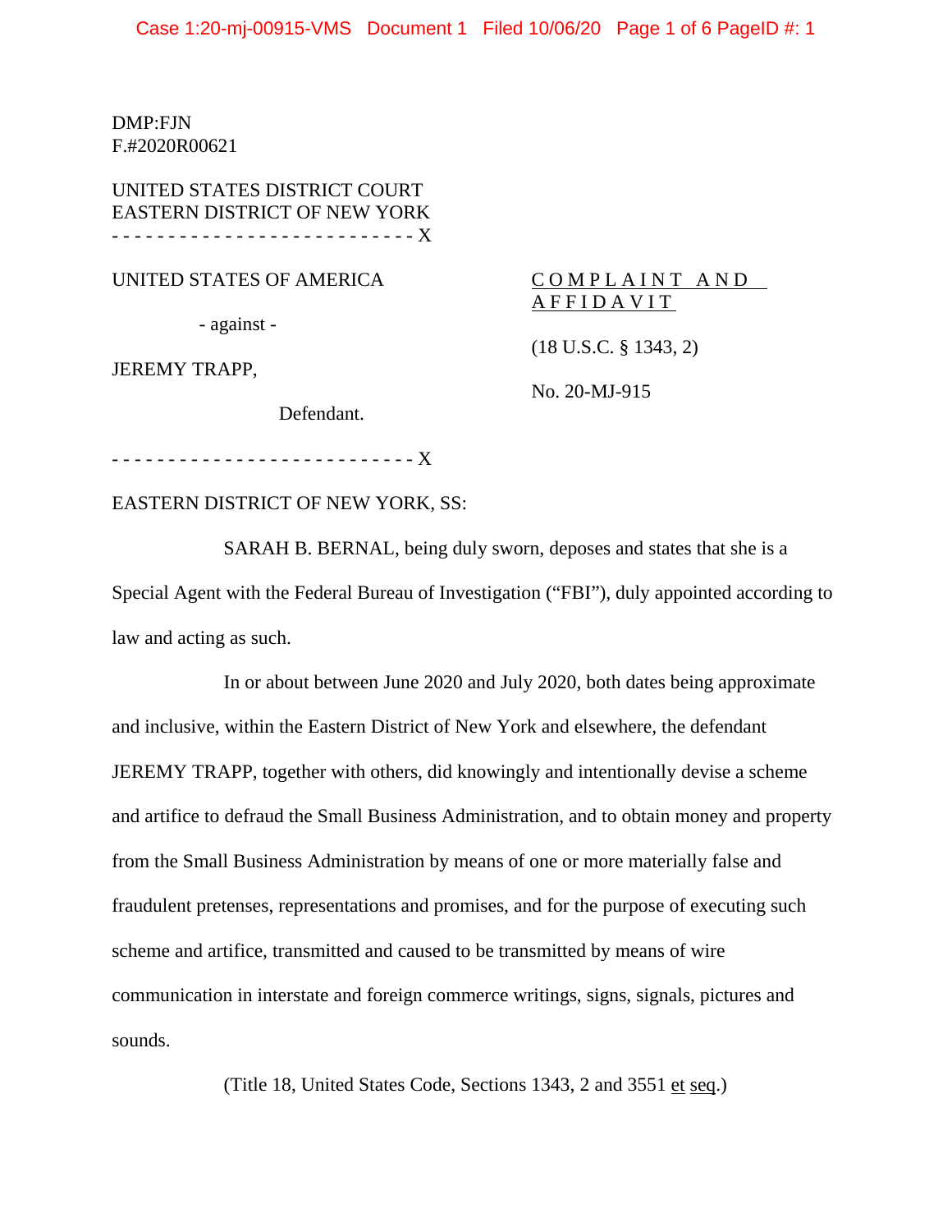DMP:FJN
F.#2020R00621

UNITED STATES DISTRICT COURT
EASTERN DISTRICT OF NEW YORK
- - - - - - - - - - - - - - - - - - - - - - - - - - - X

UNITED STATES OF AMERICA

- against -

JEREMY TRAPP,

Defendant.

COMPLAINT AND AFFIDAVIT

(18 U.S.C. § 1343, 2)

No. 20-MJ-915

- - - - - - - - - - - - - - - - - - - - - - - - - - - X

EASTERN DISTRICT OF NEW YORK, SS:

SARAH B. BERNAL, being duly sworn, deposes and states that she is a Special Agent with the Federal Bureau of Investigation ("FBI"), duly appointed according to law and acting as such.

In or about between June 2020 and July 2020, both dates being approximate and inclusive, within the Eastern District of New York and elsewhere, the defendant JEREMY TRAPP, together with others, did knowingly and intentionally devise a scheme and artifice to defraud the Small Business Administration, and to obtain money and property from the Small Business Administration by means of one or more materially false and fraudulent pretenses, representations and promises, and for the purpose of executing such scheme and artifice, transmitted and caused to be transmitted by means of wire communication in interstate and foreign commerce writings, signs, signals, pictures and sounds.

(Title 18, United States Code, Sections 1343, 2 and 3551 et seq.)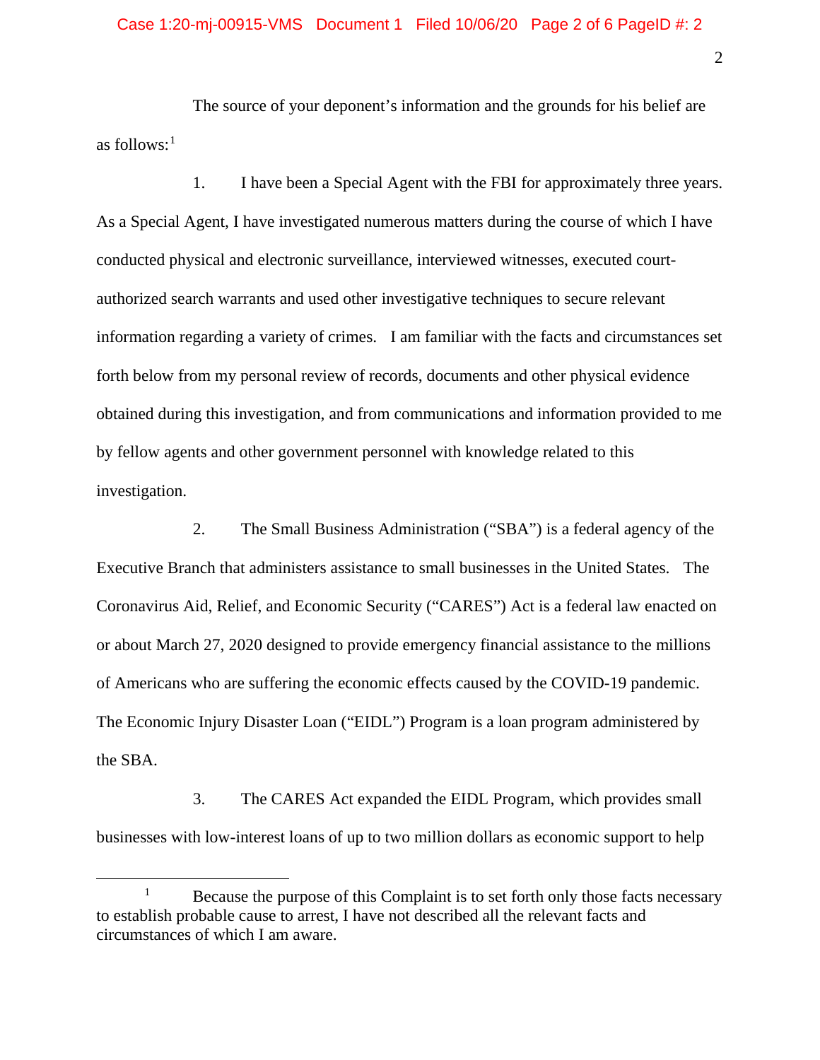The source of your deponent's information and the grounds for his belief are as follows:[1]

1. I have been a Special Agent with the FBI for approximately three years. As a Special Agent, I have investigated numerous matters during the course of which I have conducted physical and electronic surveillance, interviewed witnesses, executed court-authorized search warrants and used other investigative techniques to secure relevant information regarding a variety of crimes. I am familiar with the facts and circumstances set forth below from my personal review of records, documents and other physical evidence obtained during this investigation, and from communications and information provided to me by fellow agents and other government personnel with knowledge related to this investigation.

2. The Small Business Administration ("SBA") is a federal agency of the Executive Branch that administers assistance to small businesses in the United States. The Coronavirus Aid, Relief, and Economic Security ("CARES") Act is a federal law enacted on or about March 27, 2020 designed to provide emergency financial assistance to the millions of Americans who are suffering the economic effects caused by the COVID-19 pandemic. The Economic Injury Disaster Loan ("EIDL") Program is a loan program administered by the SBA.

3. The CARES Act expanded the EIDL Program, which provides small businesses with low-interest loans of up to two million dollars as economic support to help

[1] Because the purpose of this Complaint is to set forth only those facts necessary to establish probable cause to arrest, I have not described all the relevant facts and circumstances of which I am aware.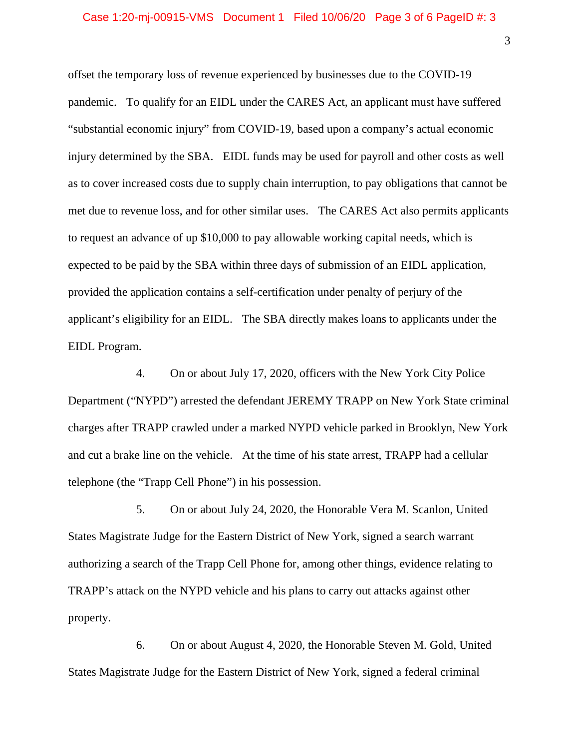offset the temporary loss of revenue experienced by businesses due to the COVID-19 pandemic. To qualify for an EIDL under the CARES Act, an applicant must have suffered "substantial economic injury" from COVID-19, based upon a company's actual economic injury determined by the SBA. EIDL funds may be used for payroll and other costs as well as to cover increased costs due to supply chain interruption, to pay obligations that cannot be met due to revenue loss, and for other similar uses. The CARES Act also permits applicants to request an advance of up $10,000 to pay allowable working capital needs, which is expected to be paid by the SBA within three days of submission of an EIDL application, provided the application contains a self-certification under penalty of perjury of the applicant's eligibility for an EIDL. The SBA directly makes loans to applicants under the EIDL Program.

4. On or about July 17, 2020, officers with the New York City Police Department ("NYPD") arrested the defendant JEREMY TRAPP on New York State criminal charges after TRAPP crawled under a marked NYPD vehicle parked in Brooklyn, New York and cut a brake line on the vehicle. At the time of his state arrest, TRAPP had a cellular telephone (the "Trapp Cell Phone") in his possession.

5. On or about July 24, 2020, the Honorable Vera M. Scanlon, United States Magistrate Judge for the Eastern District of New York, signed a search warrant authorizing a search of the Trapp Cell Phone for, among other things, evidence relating to TRAPP's attack on the NYPD vehicle and his plans to carry out attacks against other property.

6. On or about August 4, 2020, the Honorable Steven M. Gold, United States Magistrate Judge for the Eastern District of New York, signed a federal criminal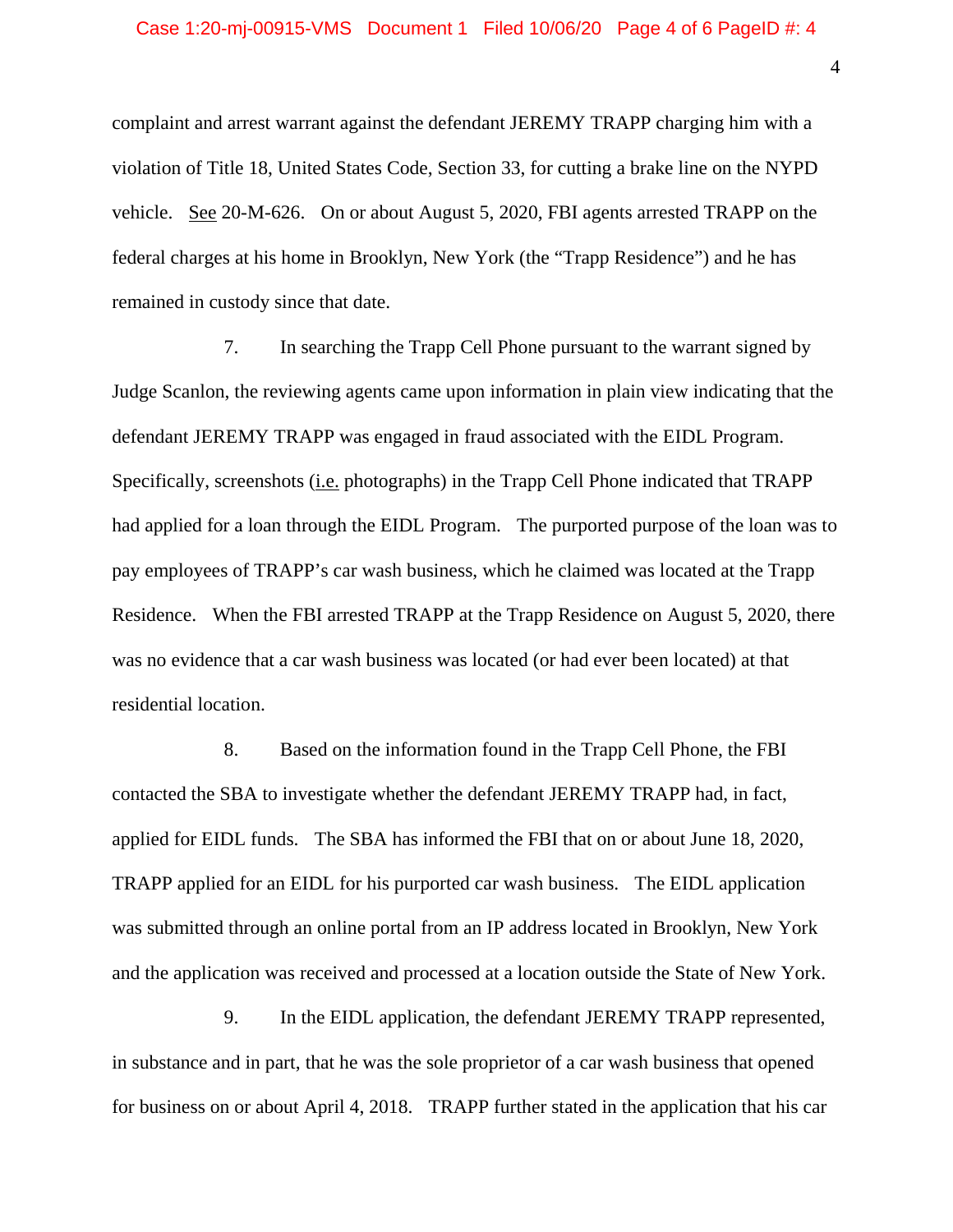complaint and arrest warrant against the defendant JEREMY TRAPP charging him with a violation of Title 18, United States Code, Section 33, for cutting a brake line on the NYPD vehicle. See 20-M-626. On or about August 5, 2020, FBI agents arrested TRAPP on the federal charges at his home in Brooklyn, New York (the "Trapp Residence") and he has remained in custody since that date.

7. In searching the Trapp Cell Phone pursuant to the warrant signed by Judge Scanlon, the reviewing agents came upon information in plain view indicating that the defendant JEREMY TRAPP was engaged in fraud associated with the EIDL Program. Specifically, screenshots (i.e. photographs) in the Trapp Cell Phone indicated that TRAPP had applied for a loan through the EIDL Program. The purported purpose of the loan was to pay employees of TRAPP's car wash business, which he claimed was located at the Trapp Residence. When the FBI arrested TRAPP at the Trapp Residence on August 5, 2020, there was no evidence that a car wash business was located (or had ever been located) at that residential location.

8. Based on the information found in the Trapp Cell Phone, the FBI contacted the SBA to investigate whether the defendant JEREMY TRAPP had, in fact, applied for EIDL funds. The SBA has informed the FBI that on or about June 18, 2020, TRAPP applied for an EIDL for his purported car wash business. The EIDL application was submitted through an online portal from an IP address located in Brooklyn, New York and the application was received and processed at a location outside the State of New York.

9. In the EIDL application, the defendant JEREMY TRAPP represented, in substance and in part, that he was the sole proprietor of a car wash business that opened for business on or about April 4, 2018. TRAPP further stated in the application that his car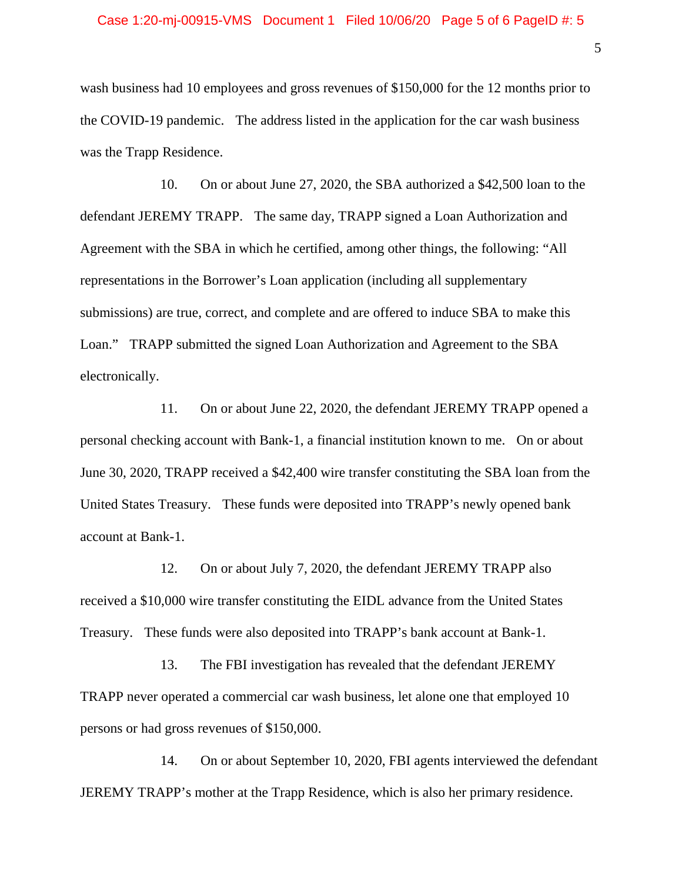wash business had 10 employees and gross revenues of $150,000 for the 12 months prior to the COVID-19 pandemic. The address listed in the application for the car wash business was the Trapp Residence.

10. On or about June 27, 2020, the SBA authorized a $42,500 loan to the defendant JEREMY TRAPP. The same day, TRAPP signed a Loan Authorization and Agreement with the SBA in which he certified, among other things, the following: "All representations in the Borrower's Loan application (including all supplementary submissions) are true, correct, and complete and are offered to induce SBA to make this Loan." TRAPP submitted the signed Loan Authorization and Agreement to the SBA electronically.

11. On or about June 22, 2020, the defendant JEREMY TRAPP opened a personal checking account with Bank-1, a financial institution known to me. On or about June 30, 2020, TRAPP received a $42,400 wire transfer constituting the SBA loan from the United States Treasury. These funds were deposited into TRAPP's newly opened bank account at Bank-1.

12. On or about July 7, 2020, the defendant JEREMY TRAPP also received a $10,000 wire transfer constituting the EIDL advance from the United States Treasury. These funds were also deposited into TRAPP's bank account at Bank-1.

13. The FBI investigation has revealed that the defendant JEREMY TRAPP never operated a commercial car wash business, let alone one that employed 10 persons or had gross revenues of $150,000.

14. On or about September 10, 2020, FBI agents interviewed the defendant JEREMY TRAPP's mother at the Trapp Residence, which is also her primary residence.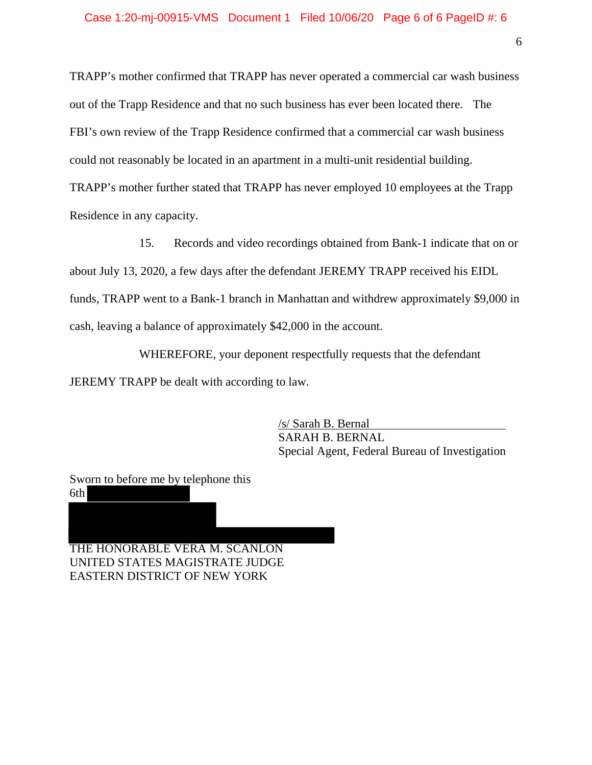TRAPP's mother confirmed that TRAPP has never operated a commercial car wash business out of the Trapp Residence and that no such business has ever been located there. The FBI's own review of the Trapp Residence confirmed that a commercial car wash business could not reasonably be located in an apartment in a multi-unit residential building. TRAPP's mother further stated that TRAPP has never employed 10 employees at the Trapp Residence in any capacity.

15. Records and video recordings obtained from Bank-1 indicate that on or about July 13, 2020, a few days after the defendant JEREMY TRAPP received his EIDL funds, TRAPP went to a Bank-1 branch in Manhattan and withdrew approximately $9,000 in cash, leaving a balance of approximately $42,000 in the account.

WHEREFORE, your deponent respectfully requests that the defendant JEREMY TRAPP be dealt with according to law.

/s/ Sarah B. Bernal
SARAH B. BERNAL
Special Agent, Federal Bureau of Investigation

Sworn to before me by telephone this
6th

THE HONORABLE VERA M. SCANLON
UNITED STATES MAGISTRATE JUDGE
EASTERN DISTRICT OF NEW YORK